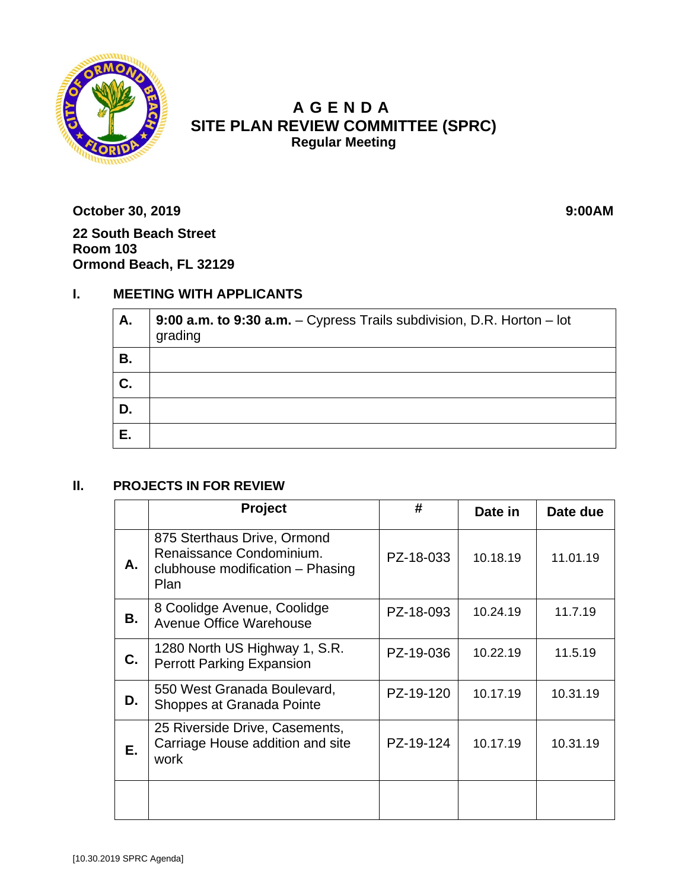# AGENDA

## SITE PLAN REVIEW COMMITTEE (SPRC)

### Regular Meeting

**October 30, 2019** **9:00AM**

**22 South Beach Street**
**Room 103**
**Ormond Beach, FL 32129**

## I. MEETING WITH APPLICANTS

| | |
|---|---|
| **A.** | **9:00 a.m. to 9:30 a.m.** – Cypress Trails subdivision, D.R. Horton – lot grading |
| **B.** | |
| **C.** | |
| **D.** | |
| **E.** | |

## II. PROJECTS IN FOR REVIEW

| | Project | # | Date in | Date due |
|---|---|---|---|---|
| **A.** | 875 Sterthaus Drive, Ormond Renaissance Condominium. clubhouse modification – Phasing Plan | PZ-18-033 | 10.18.19 | 11.01.19 |
| **B.** | 8 Coolidge Avenue, Coolidge Avenue Office Warehouse | PZ-18-093 | 10.24.19 | 11.7.19 |
| **C.** | 1280 North US Highway 1, S.R. Perrott Parking Expansion | PZ-19-036 | 10.22.19 | 11.5.19 |
| **D.** | 550 West Granada Boulevard, Shoppes at Granada Pointe | PZ-19-120 | 10.17.19 | 10.31.19 |
| **E.** | 25 Riverside Drive, Casements, Carriage House addition and site work | PZ-19-124 | 10.17.19 | 10.31.19 |
| | | | | |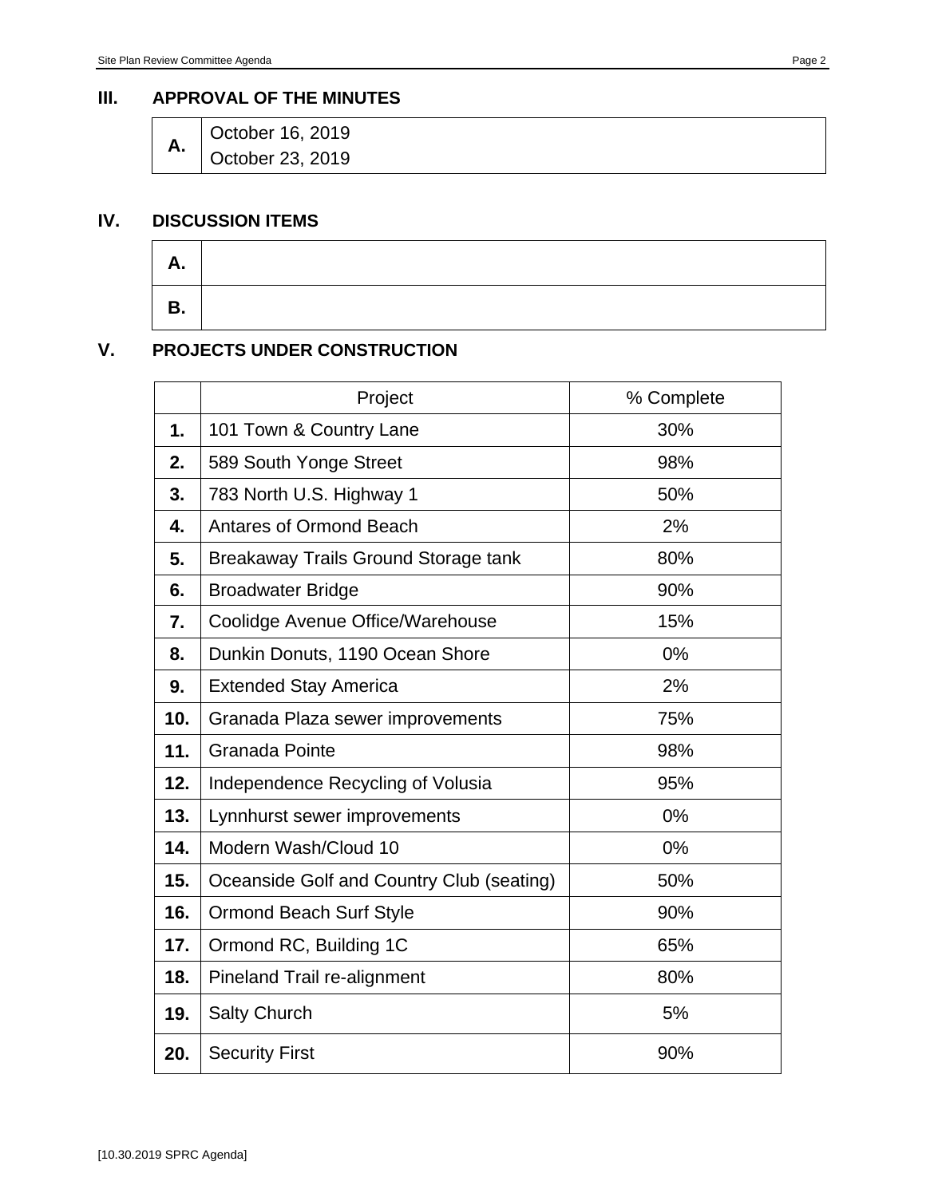## III. APPROVAL OF THE MINUTES

| A. | October 16, 2019<br>October 23, 2019 |
|---|---|

## IV. DISCUSSION ITEMS

| A. | |
|---|---|
| B. | |

## V. PROJECTS UNDER CONSTRUCTION

| | Project | % Complete |
|---|---|---|
| 1. | 101 Town & Country Lane | 30% |
| 2. | 589 South Yonge Street | 98% |
| 3. | 783 North U.S. Highway 1 | 50% |
| 4. | Antares of Ormond Beach | 2% |
| 5. | Breakaway Trails Ground Storage tank | 80% |
| 6. | Broadwater Bridge | 90% |
| 7. | Coolidge Avenue Office/Warehouse | 15% |
| 8. | Dunkin Donuts, 1190 Ocean Shore | 0% |
| 9. | Extended Stay America | 2% |
| 10. | Granada Plaza sewer improvements | 75% |
| 11. | Granada Pointe | 98% |
| 12. | Independence Recycling of Volusia | 95% |
| 13. | Lynnhurst sewer improvements | 0% |
| 14. | Modern Wash/Cloud 10 | 0% |
| 15. | Oceanside Golf and Country Club (seating) | 50% |
| 16. | Ormond Beach Surf Style | 90% |
| 17. | Ormond RC, Building 1C | 65% |
| 18. | Pineland Trail re-alignment | 80% |
| 19. | Salty Church | 5% |
| 20. | Security First | 90% |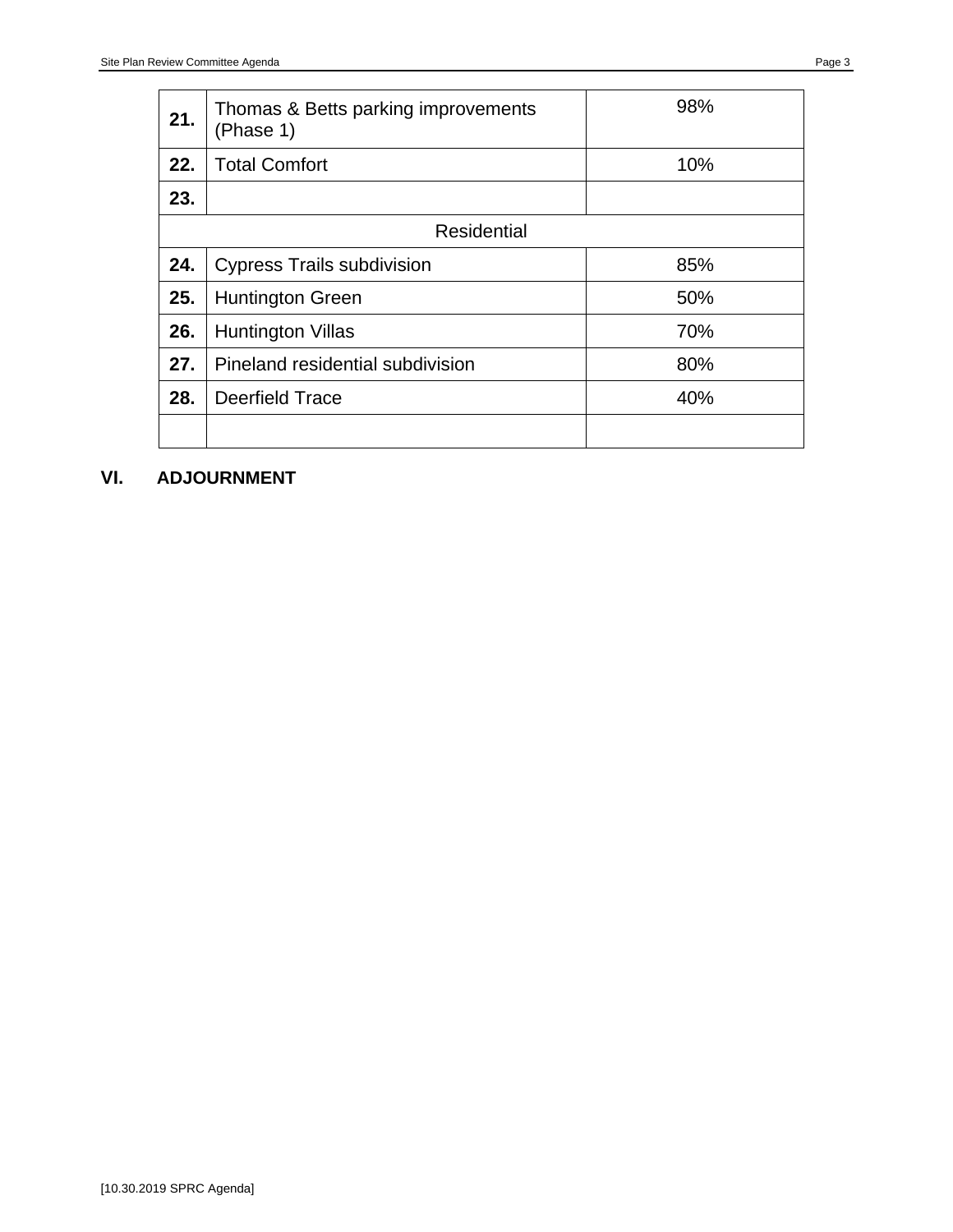| | | |
|---|---|---|
| **21.** | Thomas & Betts parking improvements (Phase 1) | 98% |
| **22.** | Total Comfort | 10% |
| **23.** | | |
| | Residential | |
| **24.** | Cypress Trails subdivision | 85% |
| **25.** | Huntington Green | 50% |
| **26.** | Huntington Villas | 70% |
| **27.** | Pineland residential subdivision | 80% |
| **28.** | Deerfield Trace | 40% |
| | | |

## VI. ADJOURNMENT

[10.30.2019 SPRC Agenda]